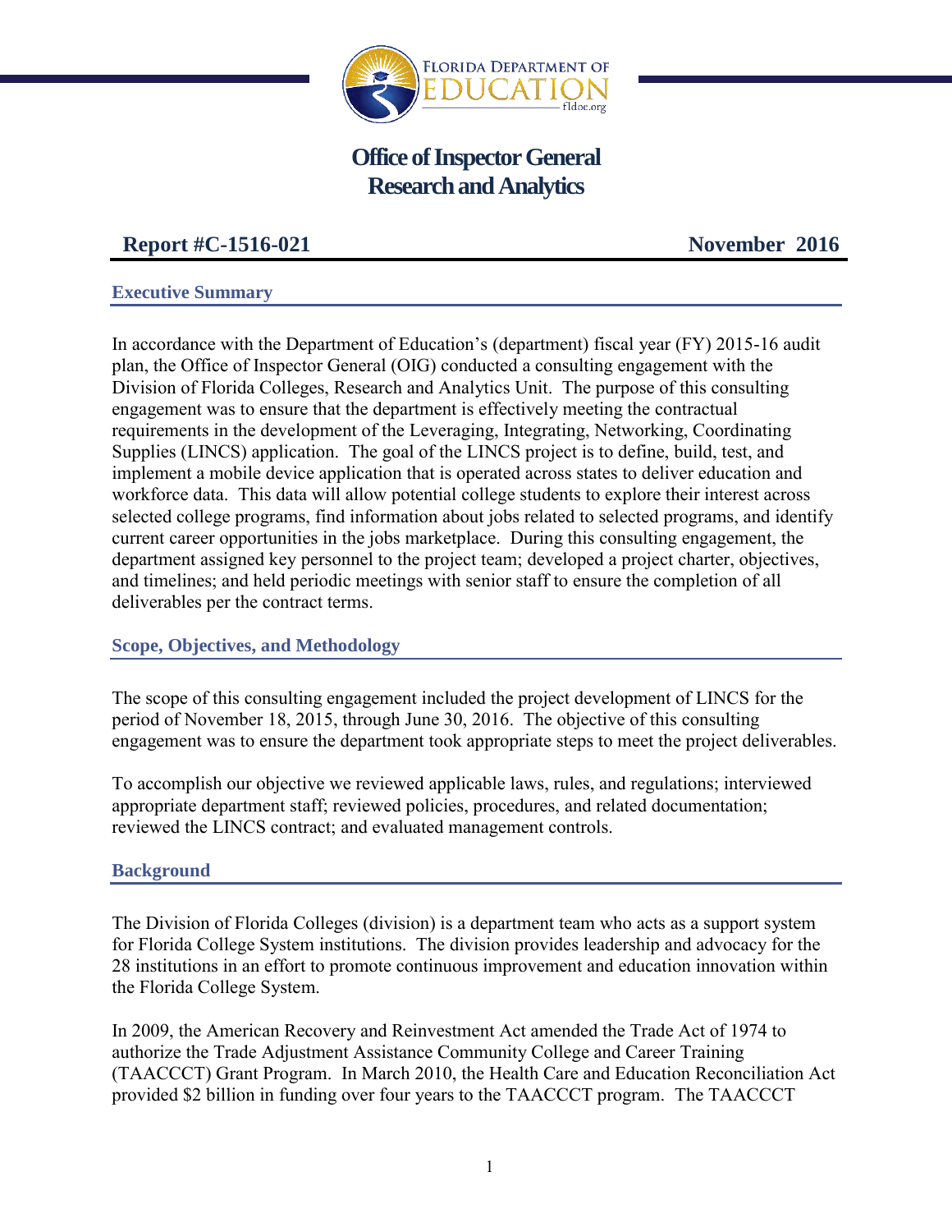# Office of Inspector General
# Research and Analytics

**Report #C-1516-021** **November 2016**

## Executive Summary

In accordance with the Department of Education's (department) fiscal year (FY) 2015-16 audit plan, the Office of Inspector General (OIG) conducted a consulting engagement with the Division of Florida Colleges, Research and Analytics Unit. The purpose of this consulting engagement was to ensure that the department is effectively meeting the contractual requirements in the development of the Leveraging, Integrating, Networking, Coordinating Supplies (LINCS) application. The goal of the LINCS project is to define, build, test, and implement a mobile device application that is operated across states to deliver education and workforce data. This data will allow potential college students to explore their interest across selected college programs, find information about jobs related to selected programs, and identify current career opportunities in the jobs marketplace. During this consulting engagement, the department assigned key personnel to the project team; developed a project charter, objectives, and timelines; and held periodic meetings with senior staff to ensure the completion of all deliverables per the contract terms.

## Scope, Objectives, and Methodology

The scope of this consulting engagement included the project development of LINCS for the period of November 18, 2015, through June 30, 2016. The objective of this consulting engagement was to ensure the department took appropriate steps to meet the project deliverables.

To accomplish our objective we reviewed applicable laws, rules, and regulations; interviewed appropriate department staff; reviewed policies, procedures, and related documentation; reviewed the LINCS contract; and evaluated management controls.

## Background

The Division of Florida Colleges (division) is a department team who acts as a support system for Florida College System institutions. The division provides leadership and advocacy for the 28 institutions in an effort to promote continuous improvement and education innovation within the Florida College System.

In 2009, the American Recovery and Reinvestment Act amended the Trade Act of 1974 to authorize the Trade Adjustment Assistance Community College and Career Training (TAACCCT) Grant Program. In March 2010, the Health Care and Education Reconciliation Act provided $2 billion in funding over four years to the TAACCCT program. The TAACCCT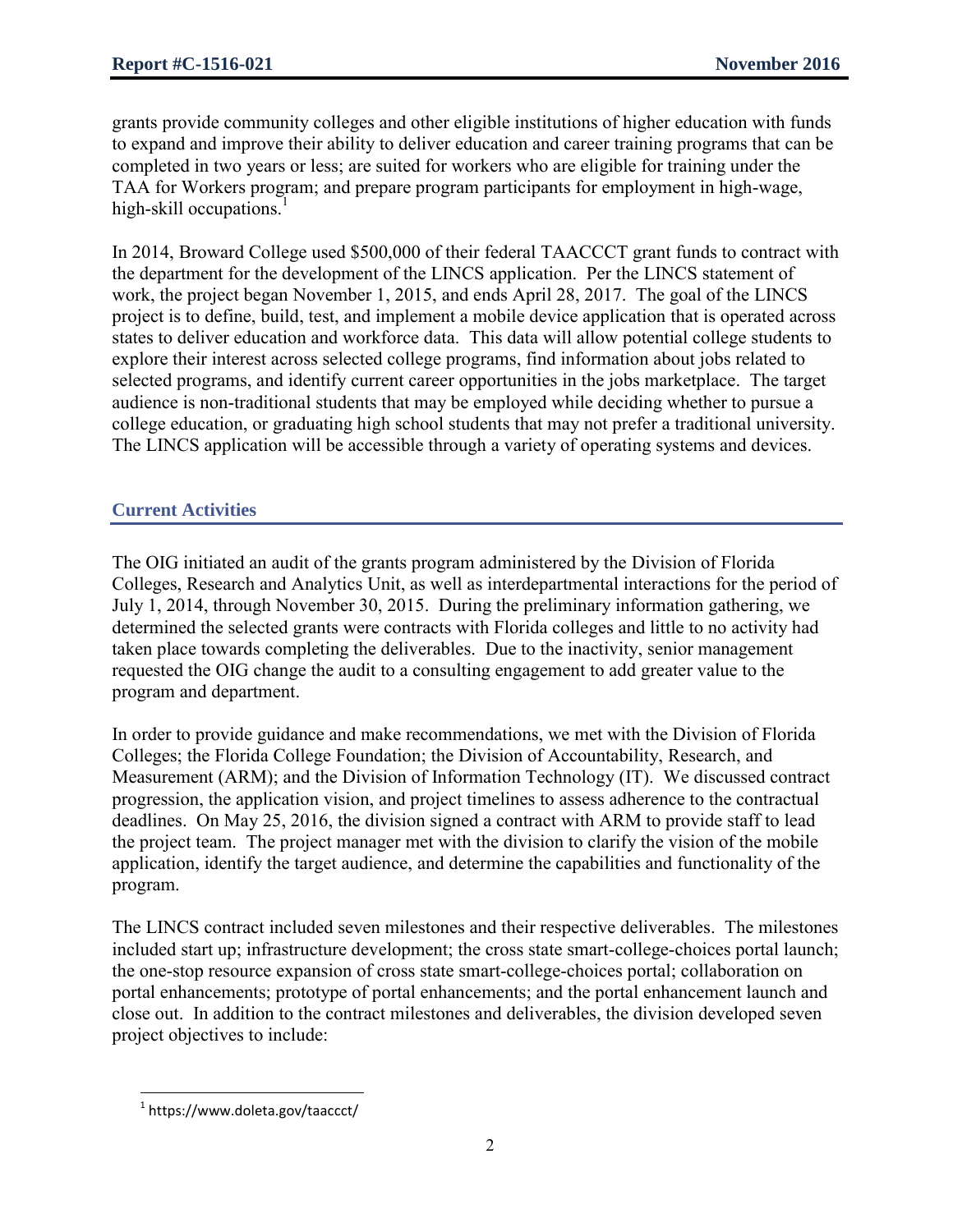grants provide community colleges and other eligible institutions of higher education with funds to expand and improve their ability to deliver education and career training programs that can be completed in two years or less; are suited for workers who are eligible for training under the TAA for Workers program; and prepare program participants for employment in high-wage, high-skill occupations.[1]

In 2014, Broward College used $500,000 of their federal TAACCCT grant funds to contract with the department for the development of the LINCS application. Per the LINCS statement of work, the project began November 1, 2015, and ends April 28, 2017. The goal of the LINCS project is to define, build, test, and implement a mobile device application that is operated across states to deliver education and workforce data. This data will allow potential college students to explore their interest across selected college programs, find information about jobs related to selected programs, and identify current career opportunities in the jobs marketplace. The target audience is non-traditional students that may be employed while deciding whether to pursue a college education, or graduating high school students that may not prefer a traditional university. The LINCS application will be accessible through a variety of operating systems and devices.

## Current Activities

The OIG initiated an audit of the grants program administered by the Division of Florida Colleges, Research and Analytics Unit, as well as interdepartmental interactions for the period of July 1, 2014, through November 30, 2015. During the preliminary information gathering, we determined the selected grants were contracts with Florida colleges and little to no activity had taken place towards completing the deliverables. Due to the inactivity, senior management requested the OIG change the audit to a consulting engagement to add greater value to the program and department.

In order to provide guidance and make recommendations, we met with the Division of Florida Colleges; the Florida College Foundation; the Division of Accountability, Research, and Measurement (ARM); and the Division of Information Technology (IT). We discussed contract progression, the application vision, and project timelines to assess adherence to the contractual deadlines. On May 25, 2016, the division signed a contract with ARM to provide staff to lead the project team. The project manager met with the division to clarify the vision of the mobile application, identify the target audience, and determine the capabilities and functionality of the program.

The LINCS contract included seven milestones and their respective deliverables. The milestones included start up; infrastructure development; the cross state smart-college-choices portal launch; the one-stop resource expansion of cross state smart-college-choices portal; collaboration on portal enhancements; prototype of portal enhancements; and the portal enhancement launch and close out. In addition to the contract milestones and deliverables, the division developed seven project objectives to include:

[1] https://www.doleta.gov/taaccct/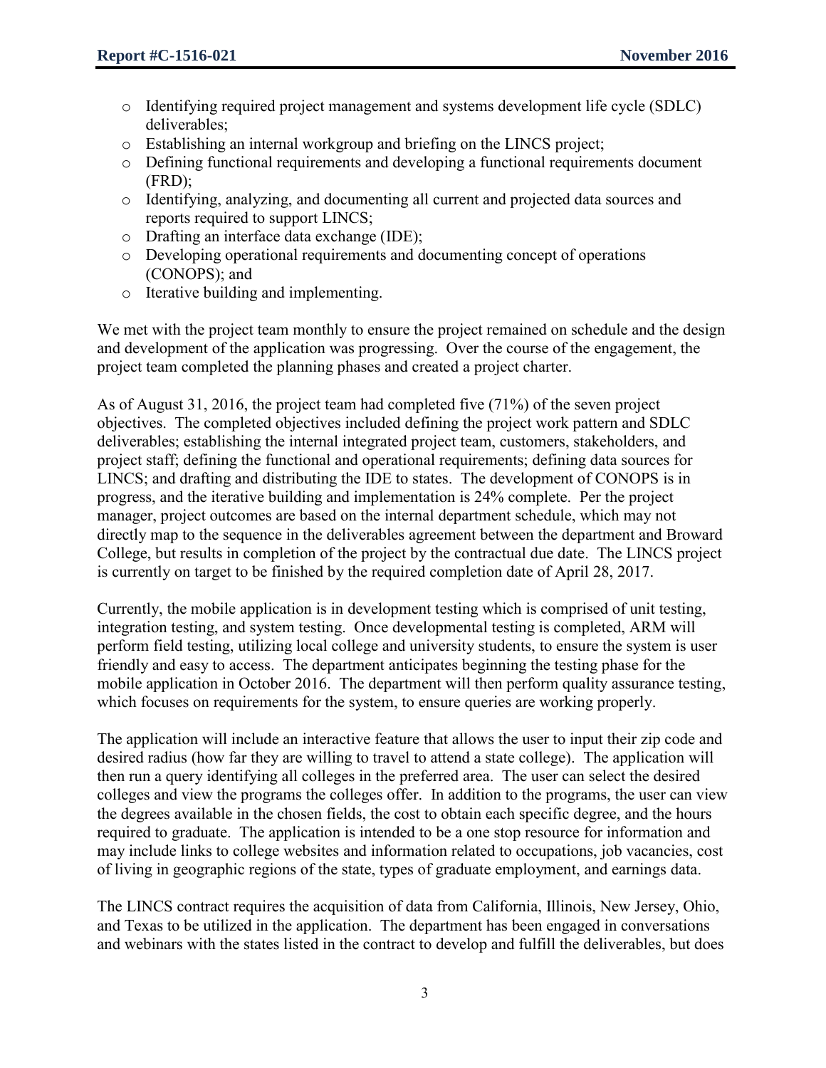- Identifying required project management and systems development life cycle (SDLC) deliverables;
- Establishing an internal workgroup and briefing on the LINCS project;
- Defining functional requirements and developing a functional requirements document (FRD);
- Identifying, analyzing, and documenting all current and projected data sources and reports required to support LINCS;
- Drafting an interface data exchange (IDE);
- Developing operational requirements and documenting concept of operations (CONOPS); and
- Iterative building and implementing.

We met with the project team monthly to ensure the project remained on schedule and the design and development of the application was progressing. Over the course of the engagement, the project team completed the planning phases and created a project charter.

As of August 31, 2016, the project team had completed five (71%) of the seven project objectives. The completed objectives included defining the project work pattern and SDLC deliverables; establishing the internal integrated project team, customers, stakeholders, and project staff; defining the functional and operational requirements; defining data sources for LINCS; and drafting and distributing the IDE to states. The development of CONOPS is in progress, and the iterative building and implementation is 24% complete. Per the project manager, project outcomes are based on the internal department schedule, which may not directly map to the sequence in the deliverables agreement between the department and Broward College, but results in completion of the project by the contractual due date. The LINCS project is currently on target to be finished by the required completion date of April 28, 2017.

Currently, the mobile application is in development testing which is comprised of unit testing, integration testing, and system testing. Once developmental testing is completed, ARM will perform field testing, utilizing local college and university students, to ensure the system is user friendly and easy to access. The department anticipates beginning the testing phase for the mobile application in October 2016. The department will then perform quality assurance testing, which focuses on requirements for the system, to ensure queries are working properly.

The application will include an interactive feature that allows the user to input their zip code and desired radius (how far they are willing to travel to attend a state college). The application will then run a query identifying all colleges in the preferred area. The user can select the desired colleges and view the programs the colleges offer. In addition to the programs, the user can view the degrees available in the chosen fields, the cost to obtain each specific degree, and the hours required to graduate. The application is intended to be a one stop resource for information and may include links to college websites and information related to occupations, job vacancies, cost of living in geographic regions of the state, types of graduate employment, and earnings data.

The LINCS contract requires the acquisition of data from California, Illinois, New Jersey, Ohio, and Texas to be utilized in the application. The department has been engaged in conversations and webinars with the states listed in the contract to develop and fulfill the deliverables, but does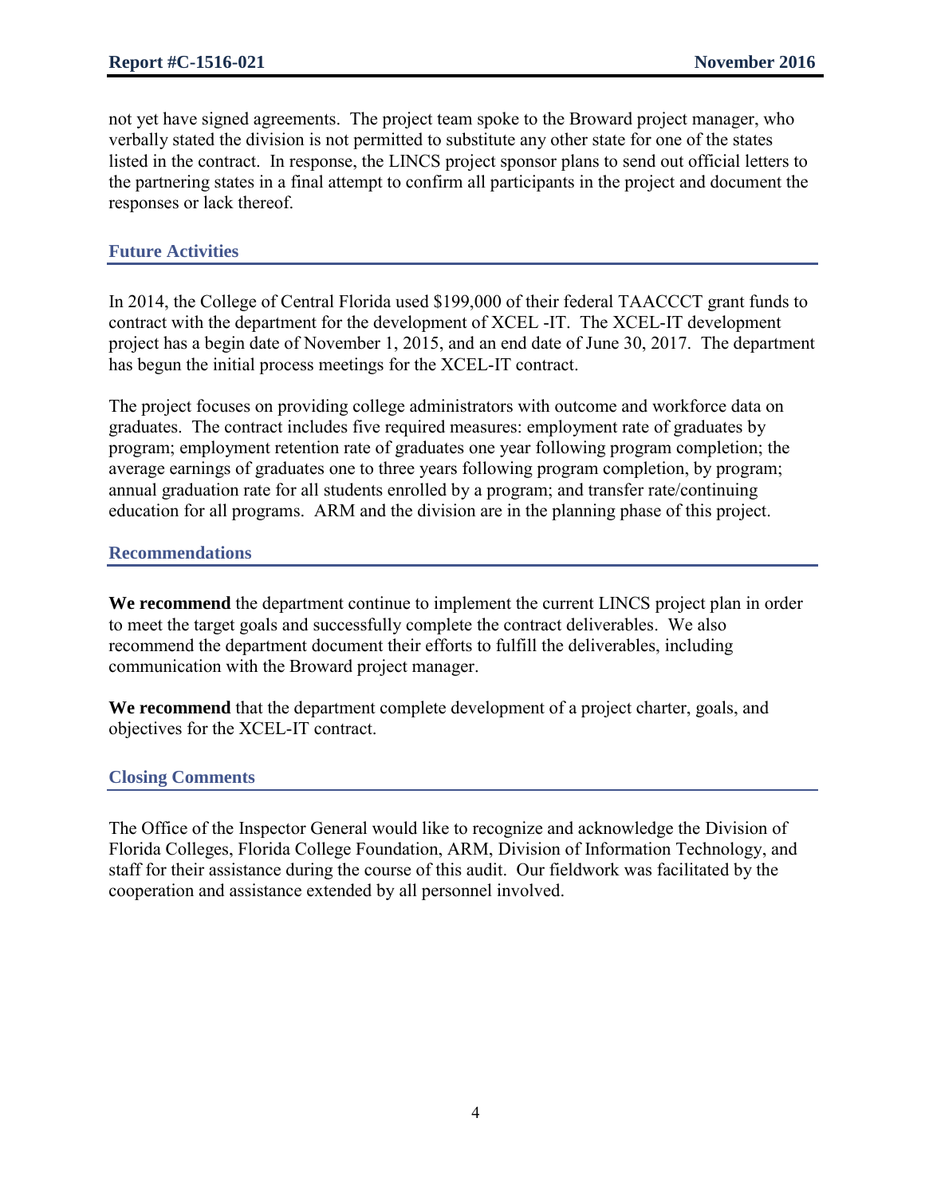not yet have signed agreements. The project team spoke to the Broward project manager, who verbally stated the division is not permitted to substitute any other state for one of the states listed in the contract. In response, the LINCS project sponsor plans to send out official letters to the partnering states in a final attempt to confirm all participants in the project and document the responses or lack thereof.

## Future Activities

In 2014, the College of Central Florida used $199,000 of their federal TAACCCT grant funds to contract with the department for the development of XCEL -IT. The XCEL-IT development project has a begin date of November 1, 2015, and an end date of June 30, 2017. The department has begun the initial process meetings for the XCEL-IT contract.

The project focuses on providing college administrators with outcome and workforce data on graduates. The contract includes five required measures: employment rate of graduates by program; employment retention rate of graduates one year following program completion; the average earnings of graduates one to three years following program completion, by program; annual graduation rate for all students enrolled by a program; and transfer rate/continuing education for all programs. ARM and the division are in the planning phase of this project.

## Recommendations

**We recommend** the department continue to implement the current LINCS project plan in order to meet the target goals and successfully complete the contract deliverables. We also recommend the department document their efforts to fulfill the deliverables, including communication with the Broward project manager.

**We recommend** that the department complete development of a project charter, goals, and objectives for the XCEL-IT contract.

## Closing Comments

The Office of the Inspector General would like to recognize and acknowledge the Division of Florida Colleges, Florida College Foundation, ARM, Division of Information Technology, and staff for their assistance during the course of this audit. Our fieldwork was facilitated by the cooperation and assistance extended by all personnel involved.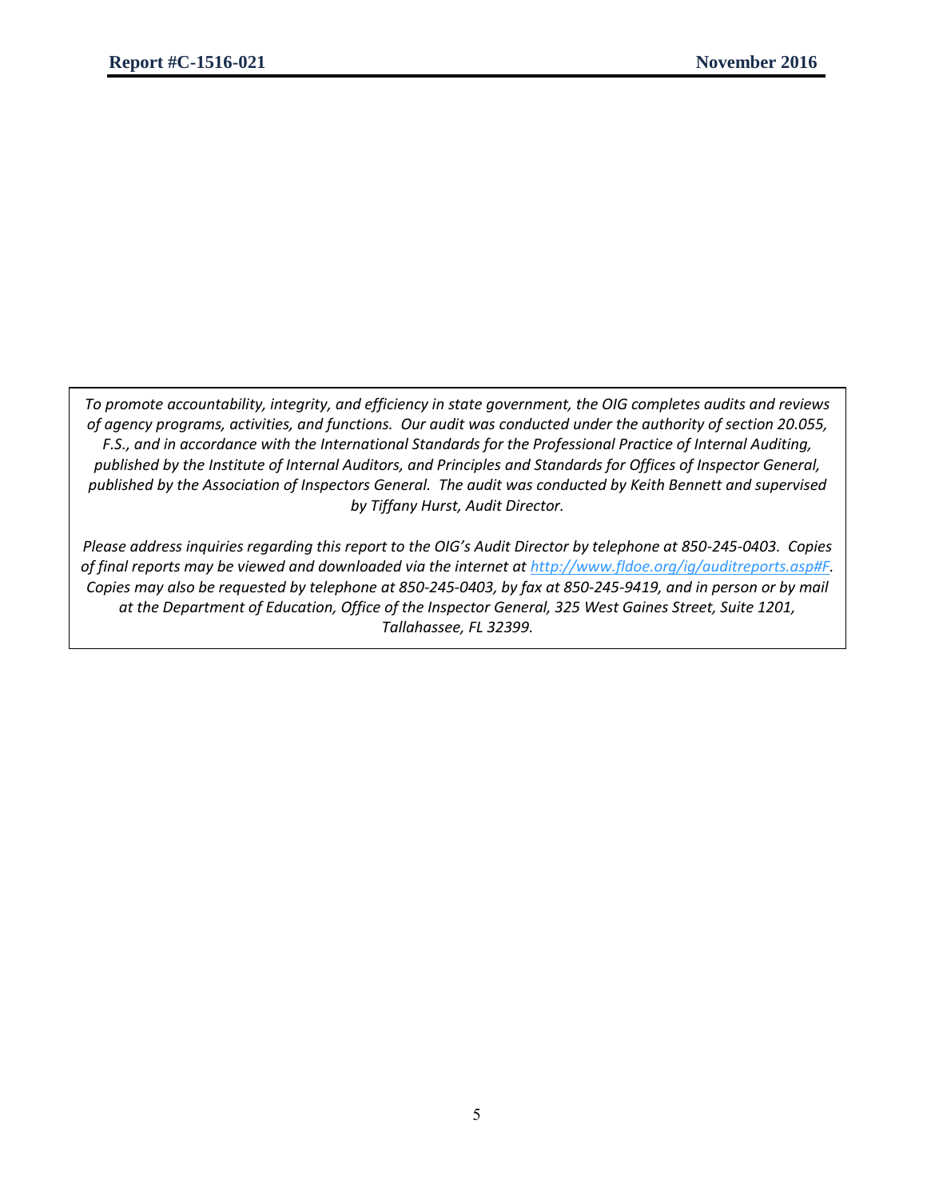*To promote accountability, integrity, and efficiency in state government, the OIG completes audits and reviews of agency programs, activities, and functions. Our audit was conducted under the authority of section 20.055, F.S., and in accordance with the International Standards for the Professional Practice of Internal Auditing, published by the Institute of Internal Auditors, and Principles and Standards for Offices of Inspector General, published by the Association of Inspectors General. The audit was conducted by Keith Bennett and supervised by Tiffany Hurst, Audit Director.*

*Please address inquiries regarding this report to the OIG's Audit Director by telephone at 850-245-0403. Copies of final reports may be viewed and downloaded via the internet at [http://www.fldoe.org/ig/auditreports.asp#F](http://www.fldoe.org/ig/auditreports.asp#F). Copies may also be requested by telephone at 850-245-0403, by fax at 850-245-9419, and in person or by mail at the Department of Education, Office of the Inspector General, 325 West Gaines Street, Suite 1201, Tallahassee, FL 32399.*